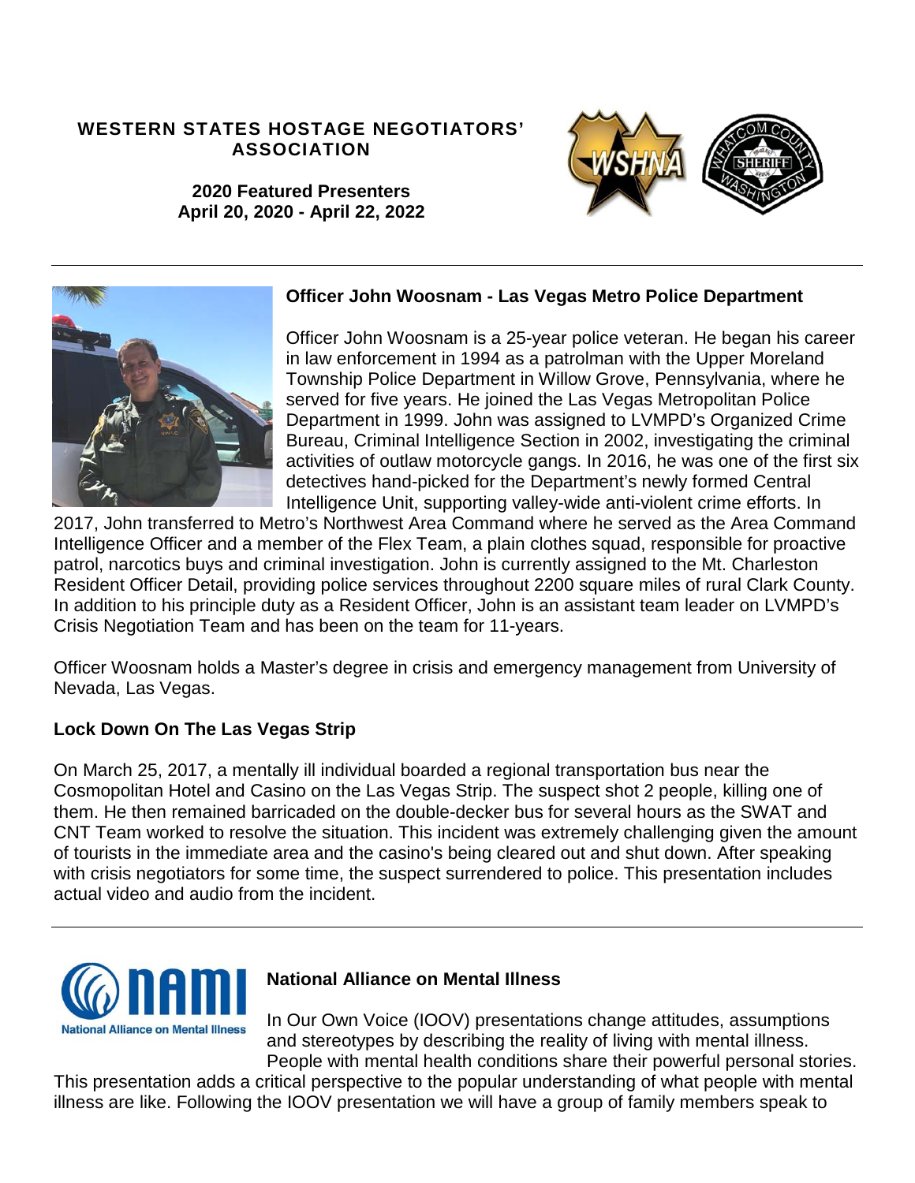**WESTERN STATES HOSTAGE NEGOTIATORS' ASSOCIATION**

**2020 Featured Presenters**
**April 20, 2020 - April 22, 2022**

---

### Officer John Woosnam - Las Vegas Metro Police Department

Officer John Woosnam is a 25-year police veteran. He began his career in law enforcement in 1994 as a patrolman with the Upper Moreland Township Police Department in Willow Grove, Pennsylvania, where he served for five years. He joined the Las Vegas Metropolitan Police Department in 1999. John was assigned to LVMPD's Organized Crime Bureau, Criminal Intelligence Section in 2002, investigating the criminal activities of outlaw motorcycle gangs. In 2016, he was one of the first six detectives hand-picked for the Department's newly formed Central Intelligence Unit, supporting valley-wide anti-violent crime efforts. In 2017, John transferred to Metro's Northwest Area Command where he served as the Area Command Intelligence Officer and a member of the Flex Team, a plain clothes squad, responsible for proactive patrol, narcotics buys and criminal investigation. John is currently assigned to the Mt. Charleston Resident Officer Detail, providing police services throughout 2200 square miles of rural Clark County. In addition to his principle duty as a Resident Officer, John is an assistant team leader on LVMPD's Crisis Negotiation Team and has been on the team for 11-years.

Officer Woosnam holds a Master's degree in crisis and emergency management from University of Nevada, Las Vegas.

### Lock Down On The Las Vegas Strip

On March 25, 2017, a mentally ill individual boarded a regional transportation bus near the Cosmopolitan Hotel and Casino on the Las Vegas Strip. The suspect shot 2 people, killing one of them. He then remained barricaded on the double-decker bus for several hours as the SWAT and CNT Team worked to resolve the situation. This incident was extremely challenging given the amount of tourists in the immediate area and the casino's being cleared out and shut down. After speaking with crisis negotiators for some time, the suspect surrendered to police. This presentation includes actual video and audio from the incident.

---

### National Alliance on Mental Illness

In Our Own Voice (IOOV) presentations change attitudes, assumptions and stereotypes by describing the reality of living with mental illness. People with mental health conditions share their powerful personal stories. This presentation adds a critical perspective to the popular understanding of what people with mental illness are like. Following the IOOV presentation we will have a group of family members speak to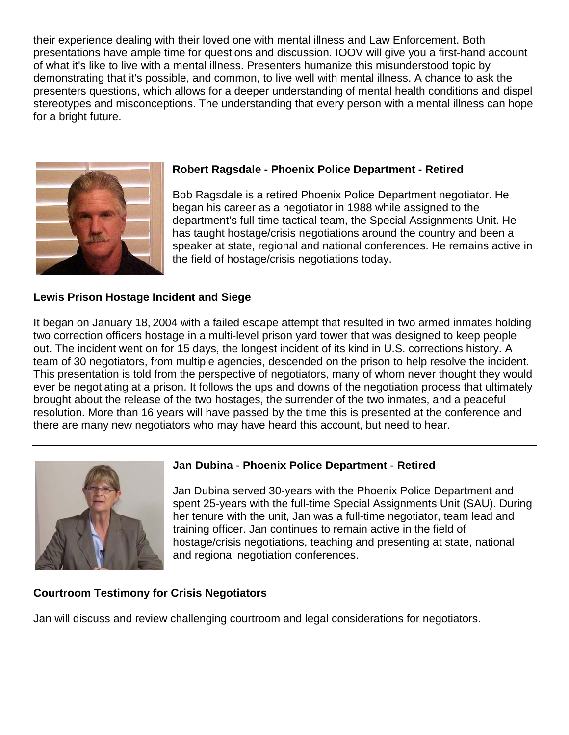their experience dealing with their loved one with mental illness and Law Enforcement. Both presentations have ample time for questions and discussion. IOOV will give you a first-hand account of what it's like to live with a mental illness. Presenters humanize this misunderstood topic by demonstrating that it's possible, and common, to live well with mental illness. A chance to ask the presenters questions, which allows for a deeper understanding of mental health conditions and dispel stereotypes and misconceptions. The understanding that every person with a mental illness can hope for a bright future.

---

**Robert Ragsdale - Phoenix Police Department - Retired**

Bob Ragsdale is a retired Phoenix Police Department negotiator. He began his career as a negotiator in 1988 while assigned to the department's full-time tactical team, the Special Assignments Unit. He has taught hostage/crisis negotiations around the country and been a speaker at state, regional and national conferences. He remains active in the field of hostage/crisis negotiations today.

**Lewis Prison Hostage Incident and Siege**

It began on January 18, 2004 with a failed escape attempt that resulted in two armed inmates holding two correction officers hostage in a multi-level prison yard tower that was designed to keep people out. The incident went on for 15 days, the longest incident of its kind in U.S. corrections history. A team of 30 negotiators, from multiple agencies, descended on the prison to help resolve the incident. This presentation is told from the perspective of negotiators, many of whom never thought they would ever be negotiating at a prison. It follows the ups and downs of the negotiation process that ultimately brought about the release of the two hostages, the surrender of the two inmates, and a peaceful resolution. More than 16 years will have passed by the time this is presented at the conference and there are many new negotiators who may have heard this account, but need to hear.

---

**Jan Dubina - Phoenix Police Department - Retired**

Jan Dubina served 30-years with the Phoenix Police Department and spent 25-years with the full-time Special Assignments Unit (SAU). During her tenure with the unit, Jan was a full-time negotiator, team lead and training officer. Jan continues to remain active in the field of hostage/crisis negotiations, teaching and presenting at state, national and regional negotiation conferences.

**Courtroom Testimony for Crisis Negotiators**

Jan will discuss and review challenging courtroom and legal considerations for negotiators.

---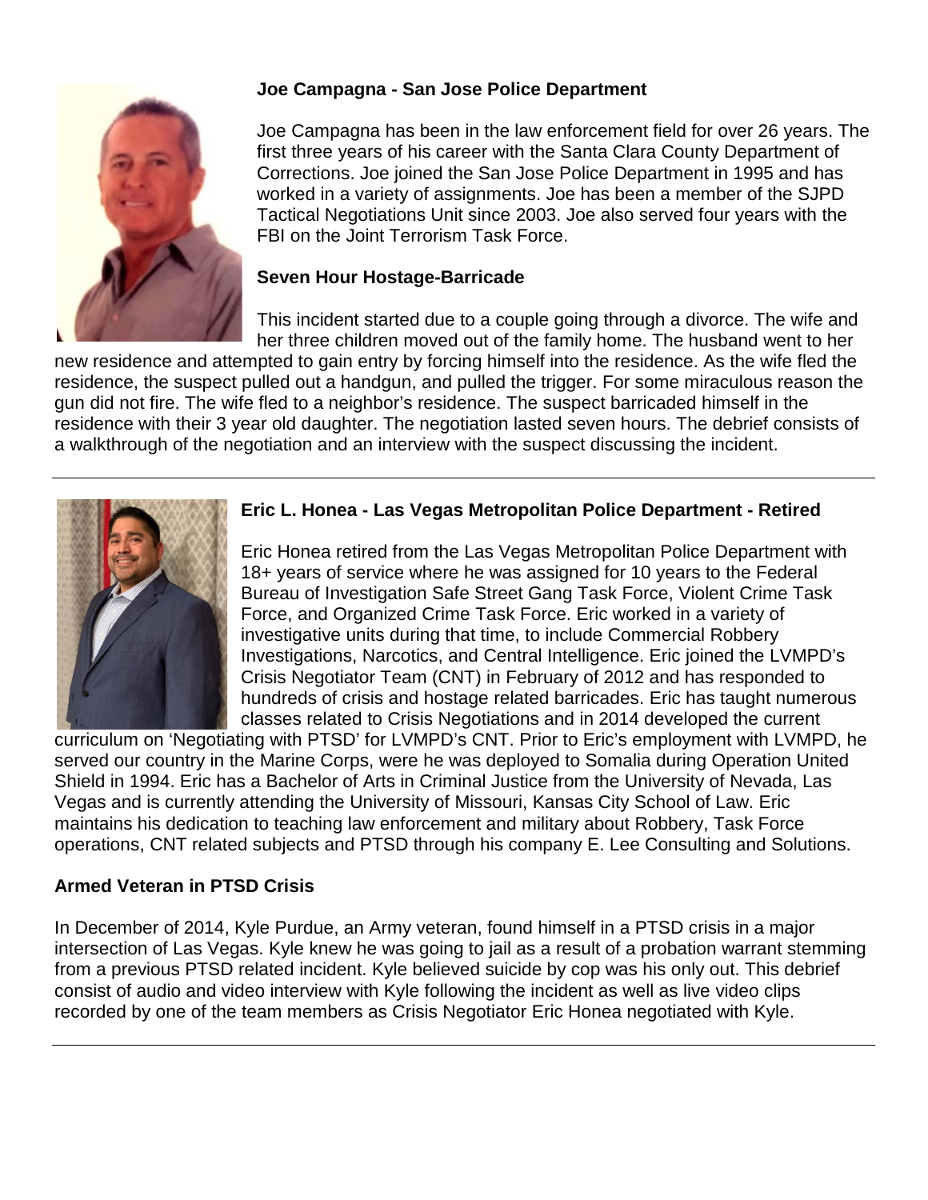**Joe Campagna - San Jose Police Department**

Joe Campagna has been in the law enforcement field for over 26 years. The first three years of his career with the Santa Clara County Department of Corrections. Joe joined the San Jose Police Department in 1995 and has worked in a variety of assignments. Joe has been a member of the SJPD Tactical Negotiations Unit since 2003. Joe also served four years with the FBI on the Joint Terrorism Task Force.

**Seven Hour Hostage-Barricade**

This incident started due to a couple going through a divorce. The wife and her three children moved out of the family home. The husband went to her new residence and attempted to gain entry by forcing himself into the residence. As the wife fled the residence, the suspect pulled out a handgun, and pulled the trigger. For some miraculous reason the gun did not fire. The wife fled to a neighbor's residence. The suspect barricaded himself in the residence with their 3 year old daughter. The negotiation lasted seven hours. The debrief consists of a walkthrough of the negotiation and an interview with the suspect discussing the incident.

---

**Eric L. Honea - Las Vegas Metropolitan Police Department - Retired**

Eric Honea retired from the Las Vegas Metropolitan Police Department with 18+ years of service where he was assigned for 10 years to the Federal Bureau of Investigation Safe Street Gang Task Force, Violent Crime Task Force, and Organized Crime Task Force. Eric worked in a variety of investigative units during that time, to include Commercial Robbery Investigations, Narcotics, and Central Intelligence. Eric joined the LVMPD's Crisis Negotiator Team (CNT) in February of 2012 and has responded to hundreds of crisis and hostage related barricades. Eric has taught numerous classes related to Crisis Negotiations and in 2014 developed the current curriculum on 'Negotiating with PTSD' for LVMPD's CNT. Prior to Eric's employment with LVMPD, he served our country in the Marine Corps, were he was deployed to Somalia during Operation United Shield in 1994. Eric has a Bachelor of Arts in Criminal Justice from the University of Nevada, Las Vegas and is currently attending the University of Missouri, Kansas City School of Law. Eric maintains his dedication to teaching law enforcement and military about Robbery, Task Force operations, CNT related subjects and PTSD through his company E. Lee Consulting and Solutions.

**Armed Veteran in PTSD Crisis**

In December of 2014, Kyle Purdue, an Army veteran, found himself in a PTSD crisis in a major intersection of Las Vegas. Kyle knew he was going to jail as a result of a probation warrant stemming from a previous PTSD related incident. Kyle believed suicide by cop was his only out. This debrief consist of audio and video interview with Kyle following the incident as well as live video clips recorded by one of the team members as Crisis Negotiator Eric Honea negotiated with Kyle.

---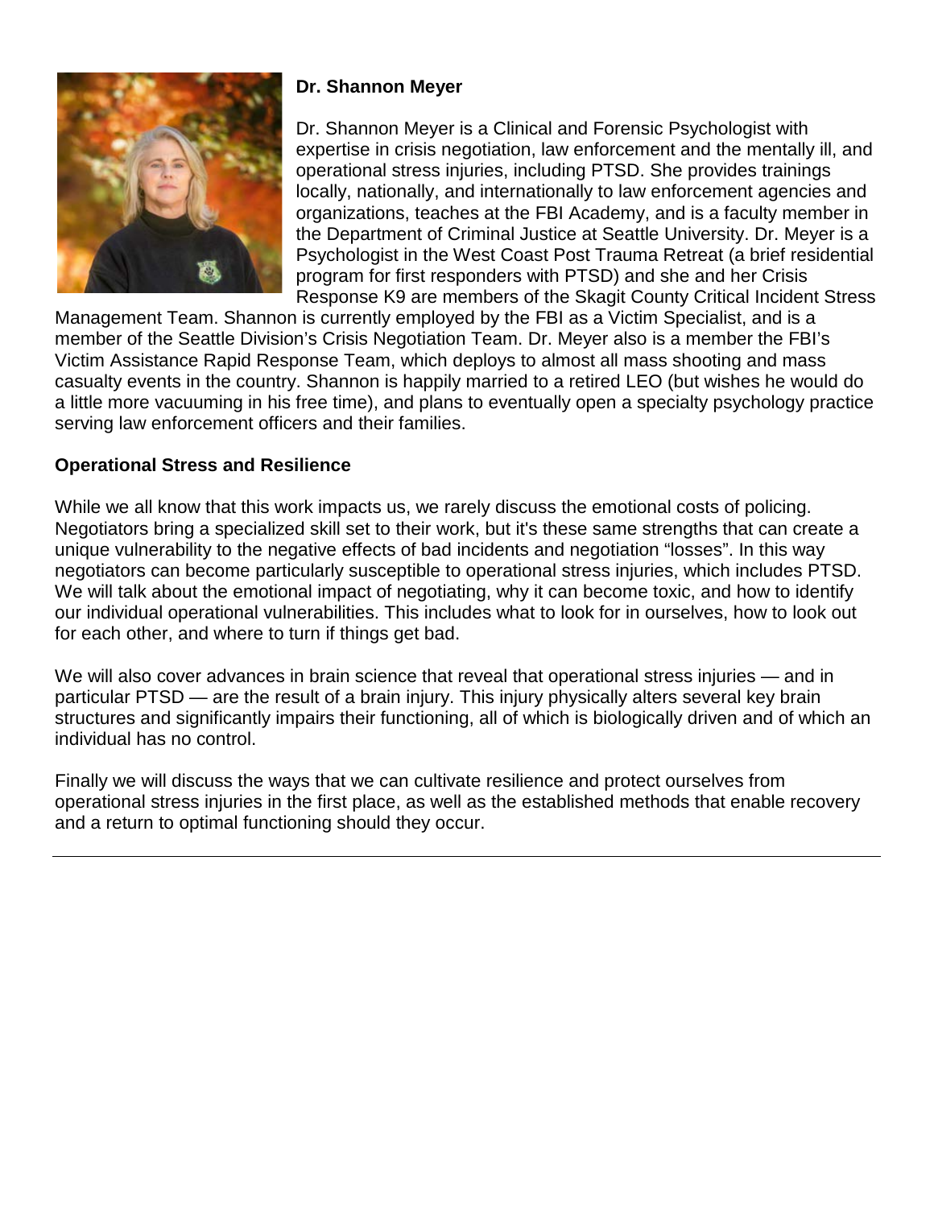**Dr. Shannon Meyer**

Dr. Shannon Meyer is a Clinical and Forensic Psychologist with expertise in crisis negotiation, law enforcement and the mentally ill, and operational stress injuries, including PTSD. She provides trainings locally, nationally, and internationally to law enforcement agencies and organizations, teaches at the FBI Academy, and is a faculty member in the Department of Criminal Justice at Seattle University. Dr. Meyer is a Psychologist in the West Coast Post Trauma Retreat (a brief residential program for first responders with PTSD) and she and her Crisis Response K9 are members of the Skagit County Critical Incident Stress Management Team. Shannon is currently employed by the FBI as a Victim Specialist, and is a member of the Seattle Division's Crisis Negotiation Team. Dr. Meyer also is a member the FBI's Victim Assistance Rapid Response Team, which deploys to almost all mass shooting and mass casualty events in the country. Shannon is happily married to a retired LEO (but wishes he would do a little more vacuuming in his free time), and plans to eventually open a specialty psychology practice serving law enforcement officers and their families.

**Operational Stress and Resilience**

While we all know that this work impacts us, we rarely discuss the emotional costs of policing. Negotiators bring a specialized skill set to their work, but it's these same strengths that can create a unique vulnerability to the negative effects of bad incidents and negotiation "losses". In this way negotiators can become particularly susceptible to operational stress injuries, which includes PTSD. We will talk about the emotional impact of negotiating, why it can become toxic, and how to identify our individual operational vulnerabilities. This includes what to look for in ourselves, how to look out for each other, and where to turn if things get bad.

We will also cover advances in brain science that reveal that operational stress injuries — and in particular PTSD — are the result of a brain injury. This injury physically alters several key brain structures and significantly impairs their functioning, all of which is biologically driven and of which an individual has no control.

Finally we will discuss the ways that we can cultivate resilience and protect ourselves from operational stress injuries in the first place, as well as the established methods that enable recovery and a return to optimal functioning should they occur.